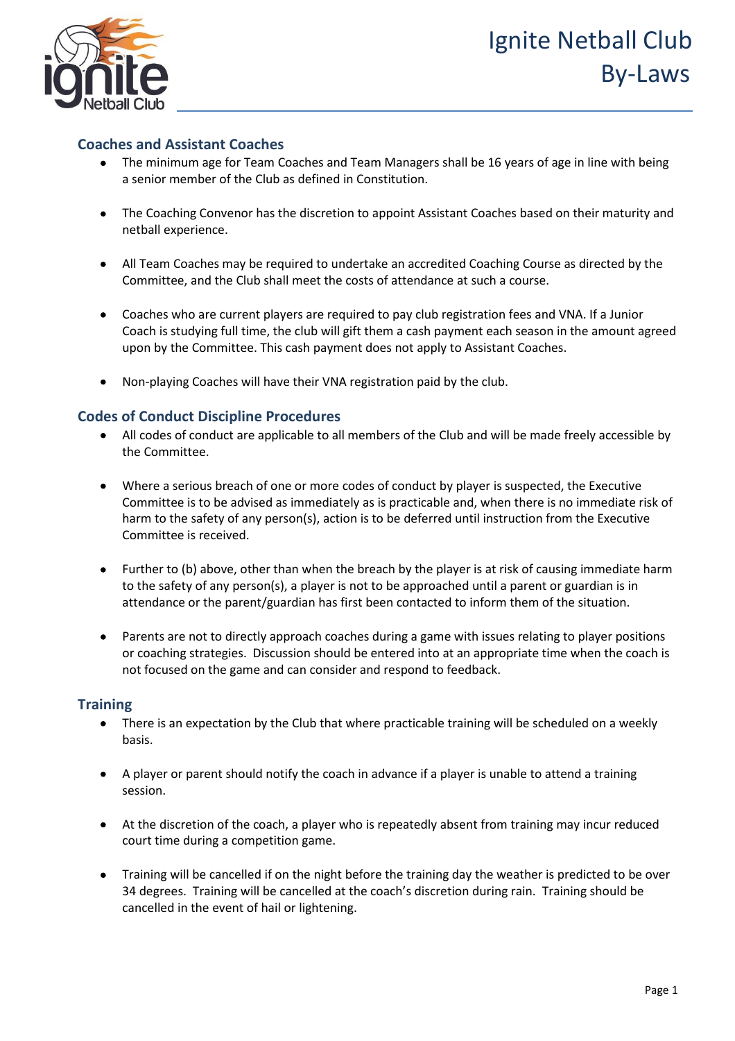# Ignite Netball Club By-Laws

## Coaches and Assistant Coaches

- The minimum age for Team Coaches and Team Managers shall be 16 years of age in line with being a senior member of the Club as defined in Constitution.

- The Coaching Convenor has the discretion to appoint Assistant Coaches based on their maturity and netball experience.

- All Team Coaches may be required to undertake an accredited Coaching Course as directed by the Committee, and the Club shall meet the costs of attendance at such a course.

- Coaches who are current players are required to pay club registration fees and VNA. If a Junior Coach is studying full time, the club will gift them a cash payment each season in the amount agreed upon by the Committee. This cash payment does not apply to Assistant Coaches.

- Non-playing Coaches will have their VNA registration paid by the club.

## Codes of Conduct Discipline Procedures

- All codes of conduct are applicable to all members of the Club and will be made freely accessible by the Committee.

- Where a serious breach of one or more codes of conduct by player is suspected, the Executive Committee is to be advised as immediately as is practicable and, when there is no immediate risk of harm to the safety of any person(s), action is to be deferred until instruction from the Executive Committee is received.

- Further to (b) above, other than when the breach by the player is at risk of causing immediate harm to the safety of any person(s), a player is not to be approached until a parent or guardian is in attendance or the parent/guardian has first been contacted to inform them of the situation.

- Parents are not to directly approach coaches during a game with issues relating to player positions or coaching strategies. Discussion should be entered into at an appropriate time when the coach is not focused on the game and can consider and respond to feedback.

## Training

- There is an expectation by the Club that where practicable training will be scheduled on a weekly basis.

- A player or parent should notify the coach in advance if a player is unable to attend a training session.

- At the discretion of the coach, a player who is repeatedly absent from training may incur reduced court time during a competition game.

- Training will be cancelled if on the night before the training day the weather is predicted to be over 34 degrees. Training will be cancelled at the coach's discretion during rain. Training should be cancelled in the event of hail or lightening.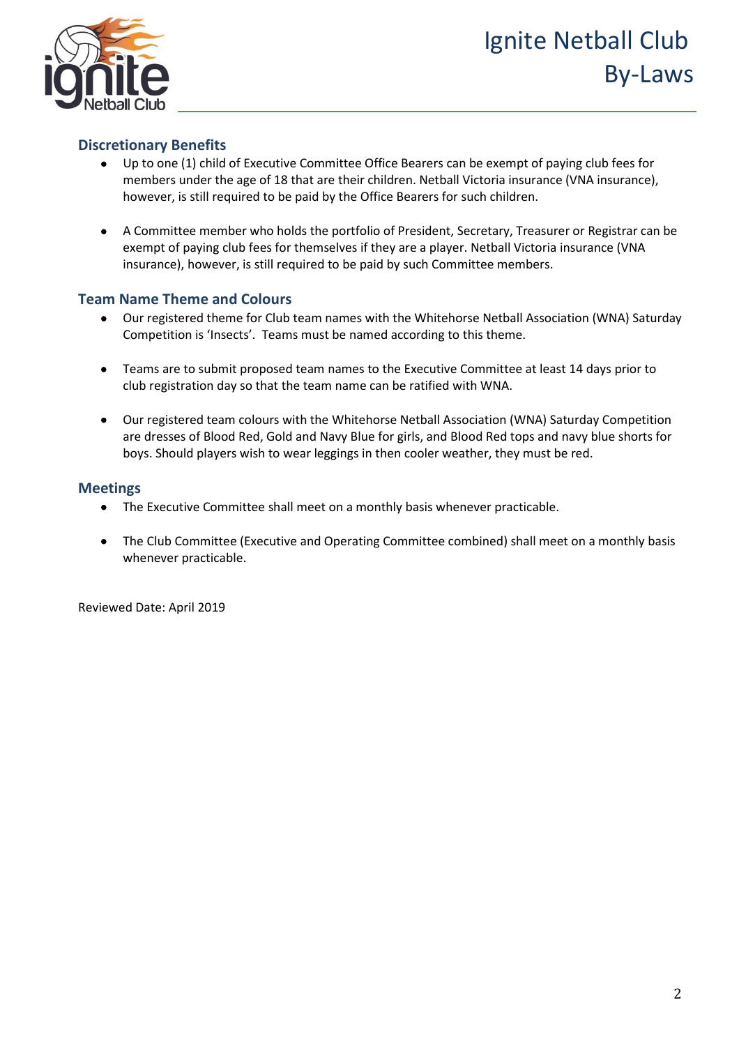## Discretionary Benefits

- Up to one (1) child of Executive Committee Office Bearers can be exempt of paying club fees for members under the age of 18 that are their children. Netball Victoria insurance (VNA insurance), however, is still required to be paid by the Office Bearers for such children.
- A Committee member who holds the portfolio of President, Secretary, Treasurer or Registrar can be exempt of paying club fees for themselves if they are a player. Netball Victoria insurance (VNA insurance), however, is still required to be paid by such Committee members.

## Team Name Theme and Colours

- Our registered theme for Club team names with the Whitehorse Netball Association (WNA) Saturday Competition is 'Insects'. Teams must be named according to this theme.
- Teams are to submit proposed team names to the Executive Committee at least 14 days prior to club registration day so that the team name can be ratified with WNA.
- Our registered team colours with the Whitehorse Netball Association (WNA) Saturday Competition are dresses of Blood Red, Gold and Navy Blue for girls, and Blood Red tops and navy blue shorts for boys. Should players wish to wear leggings in then cooler weather, they must be red.

## Meetings

- The Executive Committee shall meet on a monthly basis whenever practicable.
- The Club Committee (Executive and Operating Committee combined) shall meet on a monthly basis whenever practicable.

Reviewed Date: April 2019